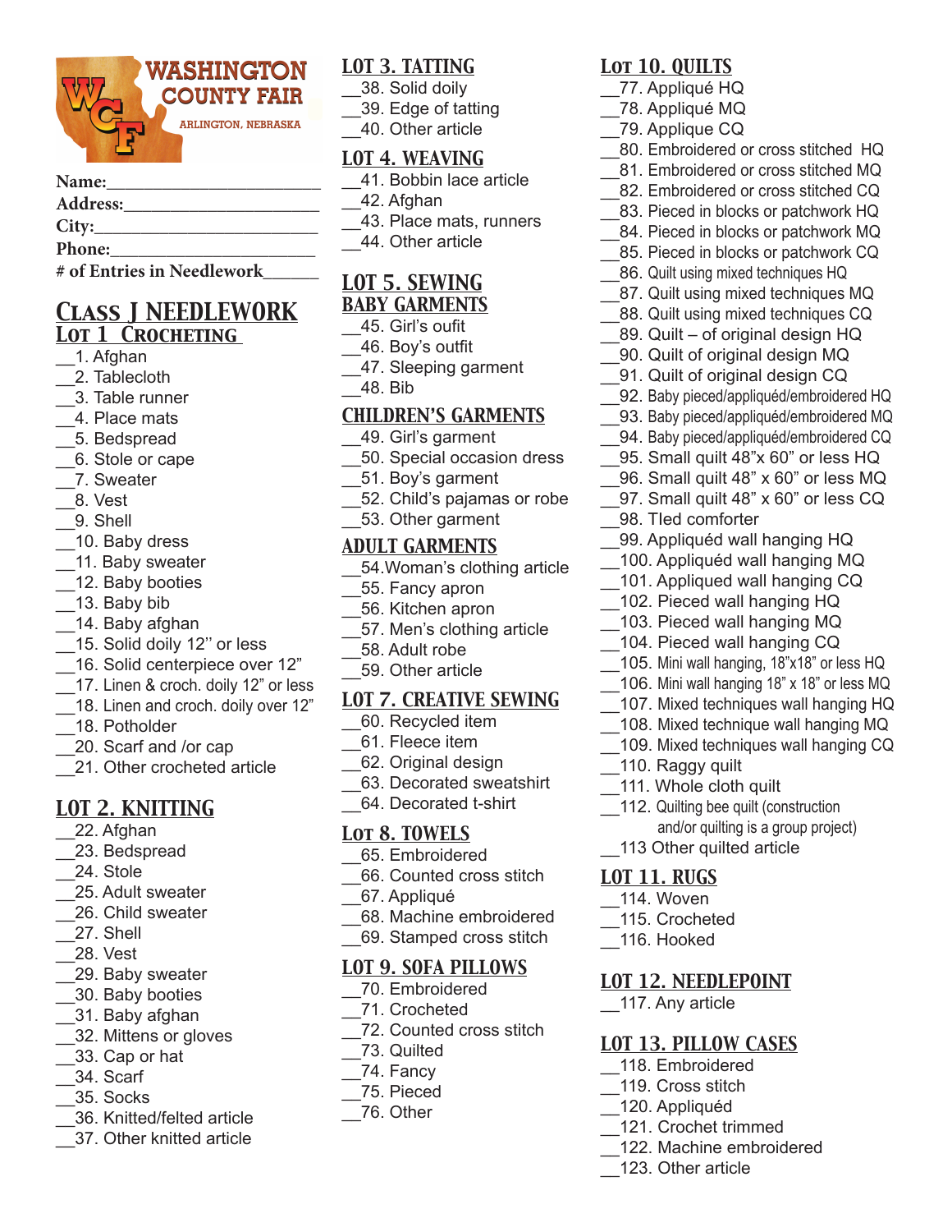# WASHINGTON COUNTY FAIR

ARLINGTON, NEBRASKA

**Name:**______________________

**Address:**______________________

**City:**______________________

**Phone:**______________________

**# of Entries in Needlework**______

## CLASS J NEEDLEWORK

### LOT 1 CROCHETING

__1. Afghan
__2. Tablecloth
__3. Table runner
__4. Place mats
__5. Bedspread
__6. Stole or cape
__7. Sweater
__8. Vest
__9. Shell
__10. Baby dress
__11. Baby sweater
__12. Baby booties
__13. Baby bib
__14. Baby afghan
__15. Solid doily 12'' or less
__16. Solid centerpiece over 12"
__17. Linen & croch. doily 12" or less
__18. Linen and croch. doily over 12"
__18. Potholder
__20. Scarf and /or cap
__21. Other crocheted article

### LOT 2. KNITTING

__22. Afghan
__23. Bedspread
__24. Stole
__25. Adult sweater
__26. Child sweater
__27. Shell
__28. Vest
__29. Baby sweater
__30. Baby booties
__31. Baby afghan
__32. Mittens or gloves
__33. Cap or hat
__34. Scarf
__35. Socks
__36. Knitted/felted article
__37. Other knitted article

### LOT 3. TATTING

__38. Solid doily
__39. Edge of tatting
__40. Other article

### LOT 4. WEAVING

__41. Bobbin lace article
__42. Afghan
__43. Place mats, runners
__44. Other article

### LOT 5. SEWING

#### BABY GARMENTS

__45. Girl's oufit
__46. Boy's outfit
__47. Sleeping garment
__48. Bib

#### CHILDREN'S GARMENTS

__49. Girl's garment
__50. Special occasion dress
__51. Boy's garment
__52. Child's pajamas or robe
__53. Other garment

#### ADULT GARMENTS

__54.Woman's clothing article
__55. Fancy apron
__56. Kitchen apron
__57. Men's clothing article
__58. Adult robe
__59. Other article

### LOT 7. CREATIVE SEWING

__60. Recycled item
__61. Fleece item
__62. Original design
__63. Decorated sweatshirt
__64. Decorated t-shirt

### LOT 8. TOWELS

__65. Embroidered
__66. Counted cross stitch
__67. Appliqué
__68. Machine embroidered
__69. Stamped cross stitch

### LOT 9. SOFA PILLOWS

__70. Embroidered
__71. Crocheted
__72. Counted cross stitch
__73. Quilted
__74. Fancy
__75. Pieced
__76. Other

### LOT 10. QUILTS

__77. Appliqué HQ
__78. Appliqué MQ
__79. Applique CQ
__80. Embroidered or cross stitched HQ
__81. Embroidered or cross stitched MQ
__82. Embroidered or cross stitched CQ
__83. Pieced in blocks or patchwork HQ
__84. Pieced in blocks or patchwork MQ
__85. Pieced in blocks or patchwork CQ
__86. Quilt using mixed techniques HQ
__87. Quilt using mixed techniques MQ
__88. Quilt using mixed techniques CQ
__89. Quilt – of original design HQ
__90. Quilt of original design MQ
__91. Quilt of original design CQ
__92. Baby pieced/appliquéd/embroidered HQ
__93. Baby pieced/appliquéd/embroidered MQ
__94. Baby pieced/appliquéd/embroidered CQ
__95. Small quilt 48"x 60" or less HQ
__96. Small quilt 48" x 60" or less MQ
__97. Small quilt 48" x 60" or less CQ
__98. TIed comforter
__99. Appliquéd wall hanging HQ
__100. Appliquéd wall hanging MQ
__101. Appliqued wall hanging CQ
__102. Pieced wall hanging HQ
__103. Pieced wall hanging MQ
__104. Pieced wall hanging CQ
__105. Mini wall hanging, 18"x18" or less HQ
__106. Mini wall hanging 18" x 18" or less MQ
__107. Mixed techniques wall hanging HQ
__108. Mixed technique wall hanging MQ
__109. Mixed techniques wall hanging CQ
__110. Raggy quilt
__111. Whole cloth quilt
__112. Quilting bee quilt (construction and/or quilting is a group project)
__113 Other quilted article

### LOT 11. RUGS

__114. Woven
__115. Crocheted
__116. Hooked

### LOT 12. NEEDLEPOINT

__117. Any article

### LOT 13. PILLOW CASES

__118. Embroidered
__119. Cross stitch
__120. Appliquéd
__121. Crochet trimmed
__122. Machine embroidered
__123. Other article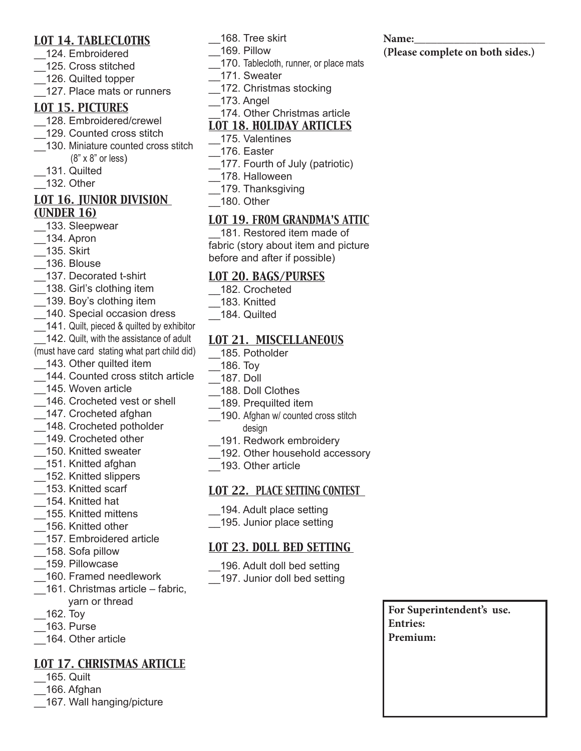## LOT 14. TABLECLOTHS

__124. Embroidered
__125. Cross stitched
__126. Quilted topper
__127. Place mats or runners

## LOT 15. PICTURES

__128. Embroidered/crewel
__129. Counted cross stitch
__130. Miniature counted cross stitch (8" x 8" or less)
__131. Quilted
__132. Other

## LOT 16. JUNIOR DIVISION (UNDER 16)

__133. Sleepwear
__134. Apron
__135. Skirt
__136. Blouse
__137. Decorated t-shirt
__138. Girl's clothing item
__139. Boy's clothing item
__140. Special occasion dress
__141. Quilt, pieced & quilted by exhibitor
__142. Quilt, with the assistance of adult (must have card stating what part child did)
__143. Other quilted item
__144. Counted cross stitch article
__145. Woven article
__146. Crocheted vest or shell
__147. Crocheted afghan
__148. Crocheted potholder
__149. Crocheted other
__150. Knitted sweater
__151. Knitted afghan
__152. Knitted slippers
__153. Knitted scarf
__154. Knitted hat
__155. Knitted mittens
__156. Knitted other
__157. Embroidered article
__158. Sofa pillow
__159. Pillowcase
__160. Framed needlework
__161. Christmas article – fabric, yarn or thread
__162. Toy
__163. Purse
__164. Other article

## LOT 17. CHRISTMAS ARTICLE

__165. Quilt
__166. Afghan
__167. Wall hanging/picture
__168. Tree skirt
__169. Pillow
__170. Tablecloth, runner, or place mats
__171. Sweater
__172. Christmas stocking
__173. Angel
__174. Other Christmas article

## LOT 18. HOLIDAY ARTICLES

__175. Valentines
__176. Easter
__177. Fourth of July (patriotic)
__178. Halloween
__179. Thanksgiving
__180. Other

## LOT 19. FROM GRANDMA'S ATTIC

__181. Restored item made of fabric (story about item and picture before and after if possible)

## LOT 20. BAGS/PURSES

__182. Crocheted
__183. Knitted
__184. Quilted

## LOT 21. MISCELLANEOUS

__185. Potholder
__186. Toy
__187. Doll
__188. Doll Clothes
__189. Prequilted item
__190. Afghan w/ counted cross stitch design
__191. Redwork embroidery
__192. Other household accessory
__193. Other article

## LOT 22. PLACE SETTING CONTEST

__194. Adult place setting
__195. Junior place setting

## LOT 23. DOLL BED SETTING

__196. Adult doll bed setting
__197. Junior doll bed setting

**Name:**________________________

**(Please complete on both sides.)**

**For Superintendent's use.**
**Entries:**
**Premium:**